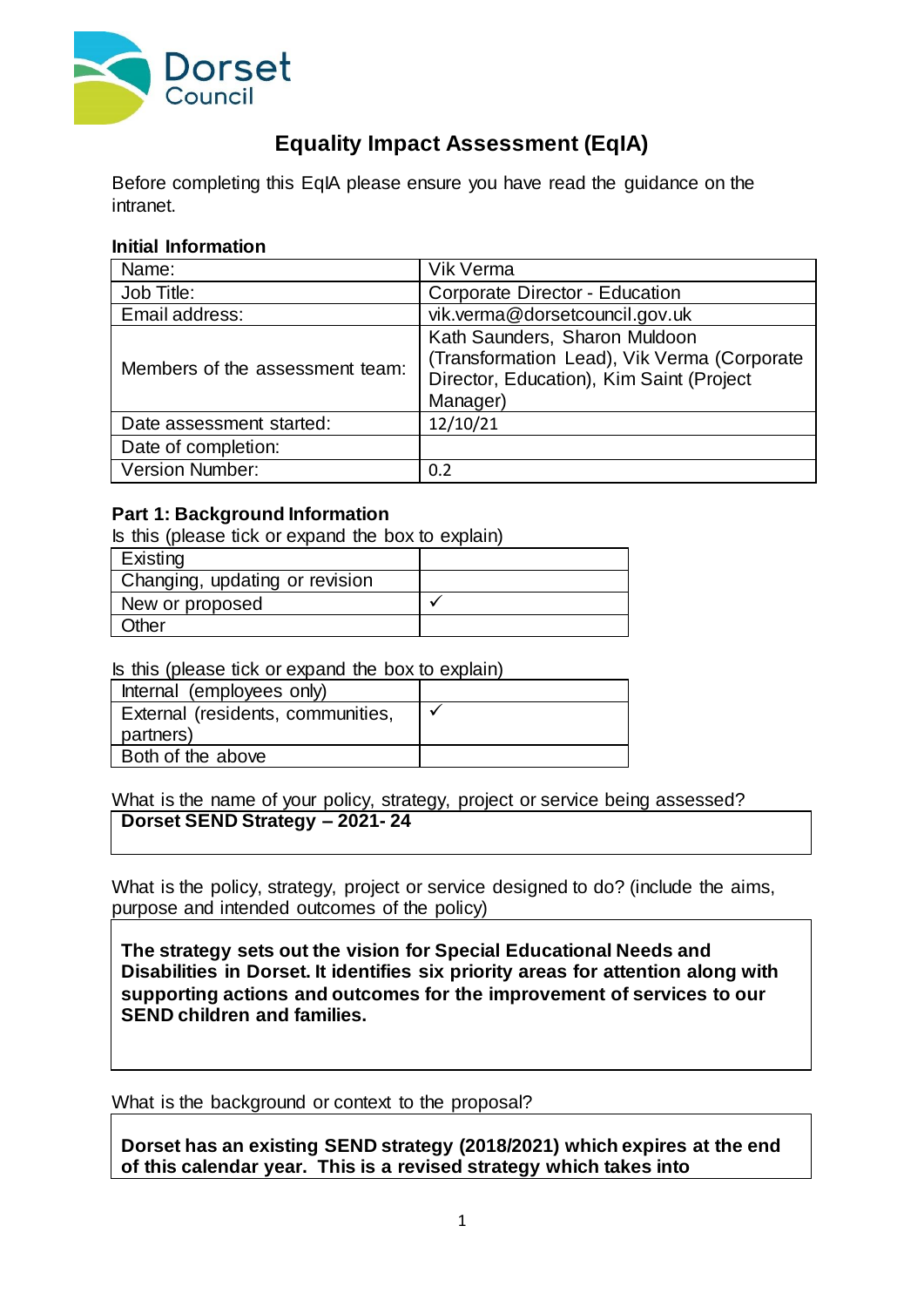# Equality Impact Assessment (EqIA)

Before completing this EqIA please ensure you have read the guidance on the intranet.

### Initial Information

| | |
|---|---|
| Name: | Vik Verma |
| Job Title: | Corporate Director - Education |
| Email address: | vik.verma@dorsetcouncil.gov.uk |
| Members of the assessment team: | Kath Saunders, Sharon Muldoon (Transformation Lead), Vik Verma (Corporate Director, Education), Kim Saint (Project Manager) |
| Date assessment started: | 12/10/21 |
| Date of completion: | |
| Version Number: | 0.2 |

### Part 1: Background Information

Is this (please tick or expand the box to explain)

| | |
|---|---|
| Existing | |
| Changing, updating or revision | |
| New or proposed | ✓ |
| Other | |

Is this (please tick or expand the box to explain)

| | |
|---|---|
| Internal (employees only) | |
| External (residents, communities, partners) | ✓ |
| Both of the above | |

What is the name of your policy, strategy, project or service being assessed?

**Dorset SEND Strategy – 2021- 24**

What is the policy, strategy, project or service designed to do? (include the aims, purpose and intended outcomes of the policy)

**The strategy sets out the vision for Special Educational Needs and Disabilities in Dorset. It identifies six priority areas for attention along with supporting actions and outcomes for the improvement of services to our SEND children and families.**

What is the background or context to the proposal?

**Dorset has an existing SEND strategy (2018/2021) which expires at the end of this calendar year. This is a revised strategy which takes into**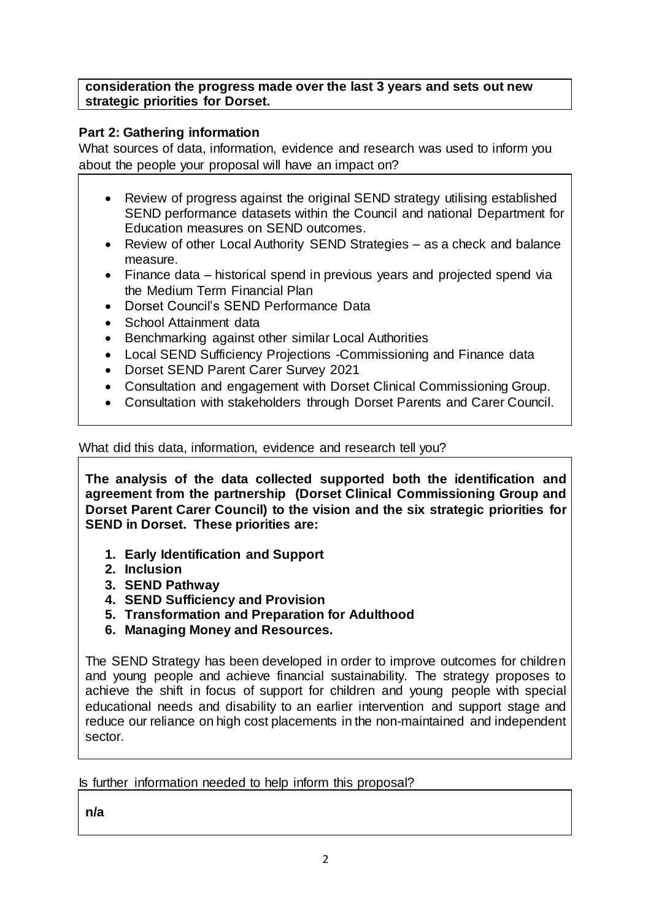**consideration the progress made over the last 3 years and sets out new strategic priorities for Dorset.**

### Part 2: Gathering information

What sources of data, information, evidence and research was used to inform you about the people your proposal will have an impact on?

- Review of progress against the original SEND strategy utilising established SEND performance datasets within the Council and national Department for Education measures on SEND outcomes.
- Review of other Local Authority SEND Strategies – as a check and balance measure.
- Finance data – historical spend in previous years and projected spend via the Medium Term Financial Plan
- Dorset Council's SEND Performance Data
- School Attainment data
- Benchmarking against other similar Local Authorities
- Local SEND Sufficiency Projections -Commissioning and Finance data
- Dorset SEND Parent Carer Survey 2021
- Consultation and engagement with Dorset Clinical Commissioning Group.
- Consultation with stakeholders through Dorset Parents and Carer Council.

What did this data, information, evidence and research tell you?

**The analysis of the data collected supported both the identification and agreement from the partnership (Dorset Clinical Commissioning Group and Dorset Parent Carer Council) to the vision and the six strategic priorities for SEND in Dorset. These priorities are:**

1. **Early Identification and Support**
2. **Inclusion**
3. **SEND Pathway**
4. **SEND Sufficiency and Provision**
5. **Transformation and Preparation for Adulthood**
6. **Managing Money and Resources.**

The SEND Strategy has been developed in order to improve outcomes for children and young people and achieve financial sustainability. The strategy proposes to achieve the shift in focus of support for children and young people with special educational needs and disability to an earlier intervention and support stage and reduce our reliance on high cost placements in the non-maintained and independent sector.

Is further information needed to help inform this proposal?

**n/a**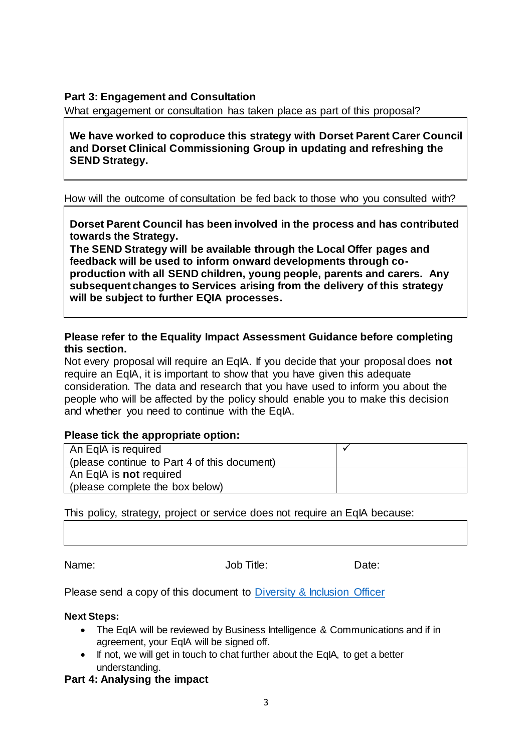## Part 3: Engagement and Consultation

What engagement or consultation has taken place as part of this proposal?

| **We have worked to coproduce this strategy with Dorset Parent Carer Council and Dorset Clinical Commissioning Group in updating and refreshing the SEND Strategy.** |
|---|

How will the outcome of consultation be fed back to those who you consulted with?

| **Dorset Parent Council has been involved in the process and has contributed towards the Strategy.** **The SEND Strategy will be available through the Local Offer pages and feedback will be used to inform onward developments through co-production with all SEND children, young people, parents and carers. Any subsequent changes to Services arising from the delivery of this strategy will be subject to further EQIA processes.** |
|---|

**Please refer to the Equality Impact Assessment Guidance before completing this section.**

Not every proposal will require an EqIA. If you decide that your proposal does **not** require an EqIA, it is important to show that you have given this adequate consideration. The data and research that you have used to inform you about the people who will be affected by the policy should enable you to make this decision and whether you need to continue with the EqIA.

**Please tick the appropriate option:**

| | |
|---|---|
| An EqIA is required (please continue to Part 4 of this document) | ✓ |
| An EqIA is **not** required (please complete the box below) | |

This policy, strategy, project or service does not require an EqIA because:

| |
|---|
| |

Name: Job Title: Date:

Please send a copy of this document to [Diversity & Inclusion Officer]()

**Next Steps:**

- The EqIA will be reviewed by Business Intelligence & Communications and if in agreement, your EqIA will be signed off.
- If not, we will get in touch to chat further about the EqIA, to get a better understanding.

## Part 4: Analysing the impact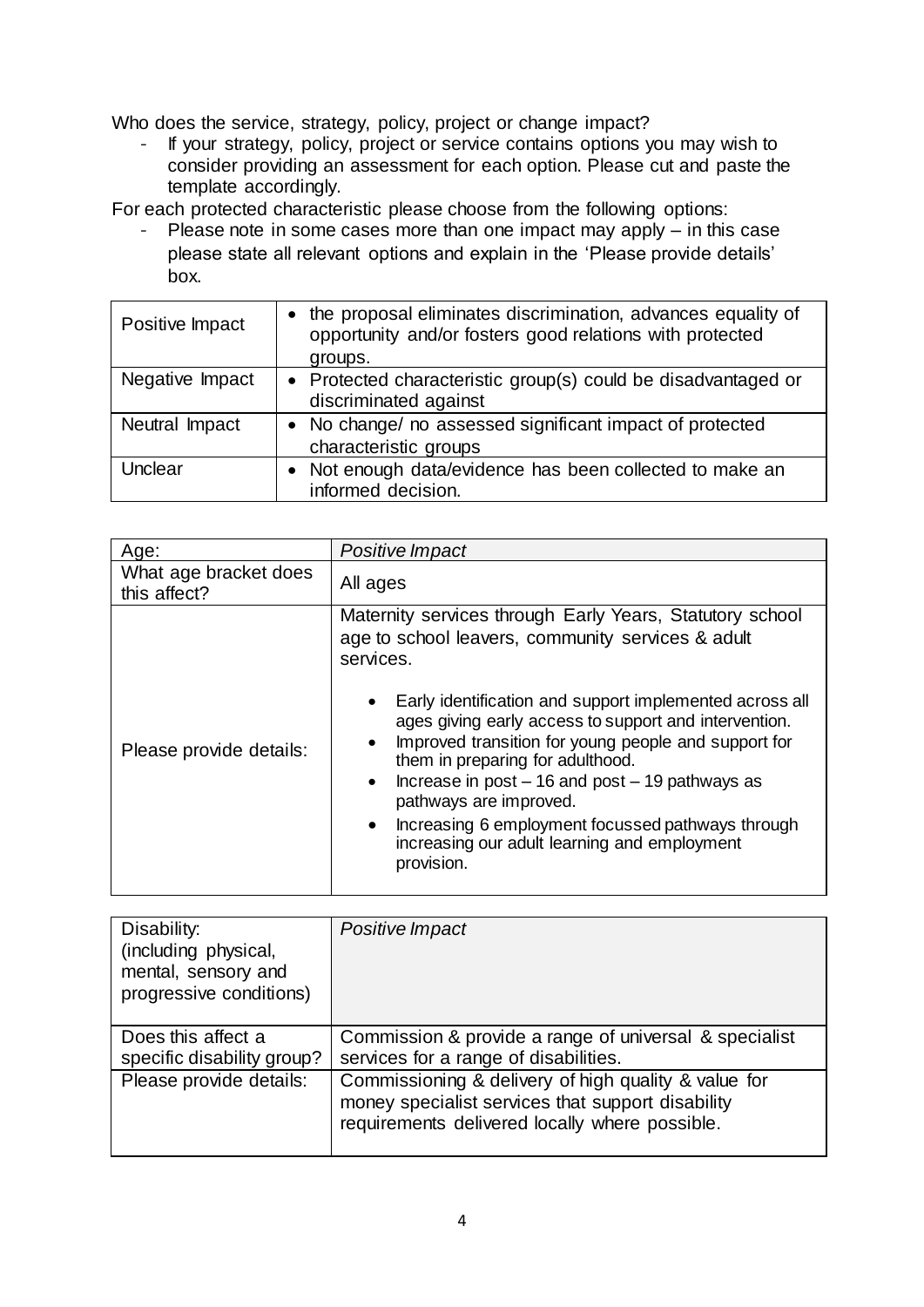Who does the service, strategy, policy, project or change impact?

- If your strategy, policy, project or service contains options you may wish to consider providing an assessment for each option. Please cut and paste the template accordingly.

For each protected characteristic please choose from the following options:

- Please note in some cases more than one impact may apply – in this case please state all relevant options and explain in the 'Please provide details' box.

| | |
|---|---|
| Positive Impact | • the proposal eliminates discrimination, advances equality of opportunity and/or fosters good relations with protected groups. |
| Negative Impact | • Protected characteristic group(s) could be disadvantaged or discriminated against |
| Neutral Impact | • No change/ no assessed significant impact of protected characteristic groups |
| Unclear | • Not enough data/evidence has been collected to make an informed decision. |

| Age: | *Positive Impact* |
|---|---|
| What age bracket does this affect? | All ages |
| Please provide details: | Maternity services through Early Years, Statutory school age to school leavers, community services & adult services.<br><br>• Early identification and support implemented across all ages giving early access to support and intervention.<br>• Improved transition for young people and support for them in preparing for adulthood.<br>• Increase in post – 16 and post – 19 pathways as pathways are improved.<br>• Increasing 6 employment focussed pathways through increasing our adult learning and employment provision. |

| Disability: (including physical, mental, sensory and progressive conditions) | *Positive Impact* |
|---|---|
| Does this affect a specific disability group? | Commission & provide a range of universal & specialist services for a range of disabilities. |
| Please provide details: | Commissioning & delivery of high quality & value for money specialist services that support disability requirements delivered locally where possible. |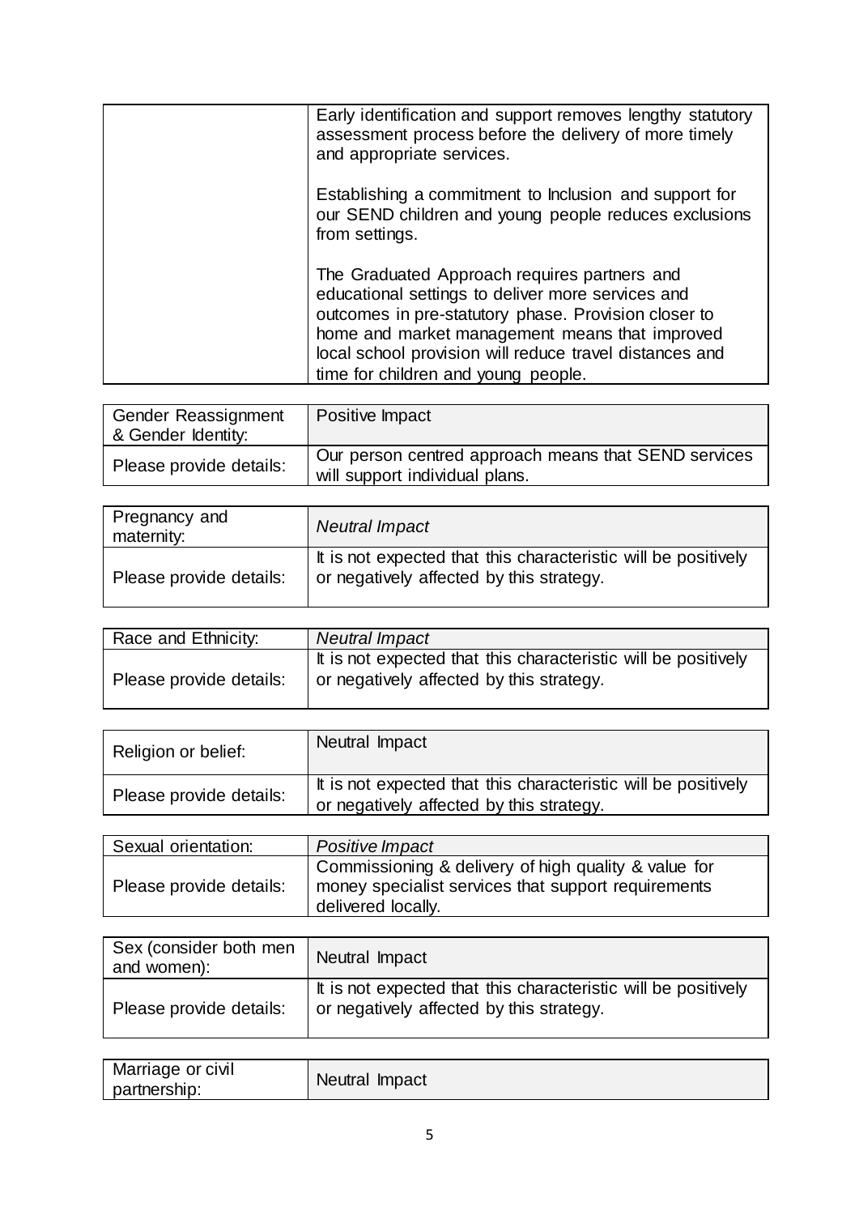| | |
|---|---|
| | Early identification and support removes lengthy statutory assessment process before the delivery of more timely and appropriate services.<br><br>Establishing a commitment to Inclusion and support for our SEND children and young people reduces exclusions from settings.<br><br>The Graduated Approach requires partners and educational settings to deliver more services and outcomes in pre-statutory phase. Provision closer to home and market management means that improved local school provision will reduce travel distances and time for children and young people. |

| Gender Reassignment & Gender Identity: | Positive Impact |
|---|---|
| Please provide details: | Our person centred approach means that SEND services will support individual plans. |

| Pregnancy and maternity: | *Neutral Impact* |
|---|---|
| Please provide details: | It is not expected that this characteristic will be positively or negatively affected by this strategy. |

| Race and Ethnicity: | *Neutral Impact* |
|---|---|
| Please provide details: | It is not expected that this characteristic will be positively or negatively affected by this strategy. |

| Religion or belief: | Neutral Impact |
|---|---|
| Please provide details: | It is not expected that this characteristic will be positively or negatively affected by this strategy. |

| Sexual orientation: | *Positive Impact* |
|---|---|
| Please provide details: | Commissioning & delivery of high quality & value for money specialist services that support requirements delivered locally. |

| Sex (consider both men and women): | Neutral Impact |
|---|---|
| Please provide details: | It is not expected that this characteristic will be positively or negatively affected by this strategy. |

| Marriage or civil partnership: | Neutral Impact |
|---|---|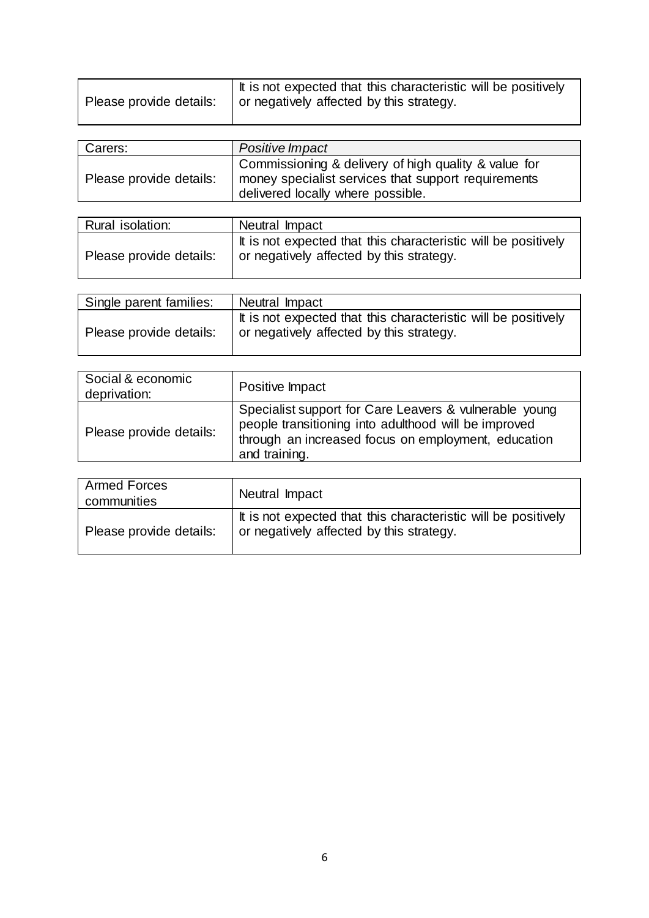| Please provide details: | It is not expected that this characteristic will be positively or negatively affected by this strategy. |
|---|---|

| Carers: | *Positive Impact* |
|---|---|
| Please provide details: | Commissioning & delivery of high quality & value for money specialist services that support requirements delivered locally where possible. |

| Rural isolation: | Neutral Impact |
|---|---|
| Please provide details: | It is not expected that this characteristic will be positively or negatively affected by this strategy. |

| Single parent families: | Neutral Impact |
|---|---|
| Please provide details: | It is not expected that this characteristic will be positively or negatively affected by this strategy. |

| Social & economic deprivation: | Positive Impact |
|---|---|
| Please provide details: | Specialist support for Care Leavers & vulnerable young people transitioning into adulthood will be improved through an increased focus on employment, education and training. |

| Armed Forces communities | Neutral Impact |
|---|---|
| Please provide details: | It is not expected that this characteristic will be positively or negatively affected by this strategy. |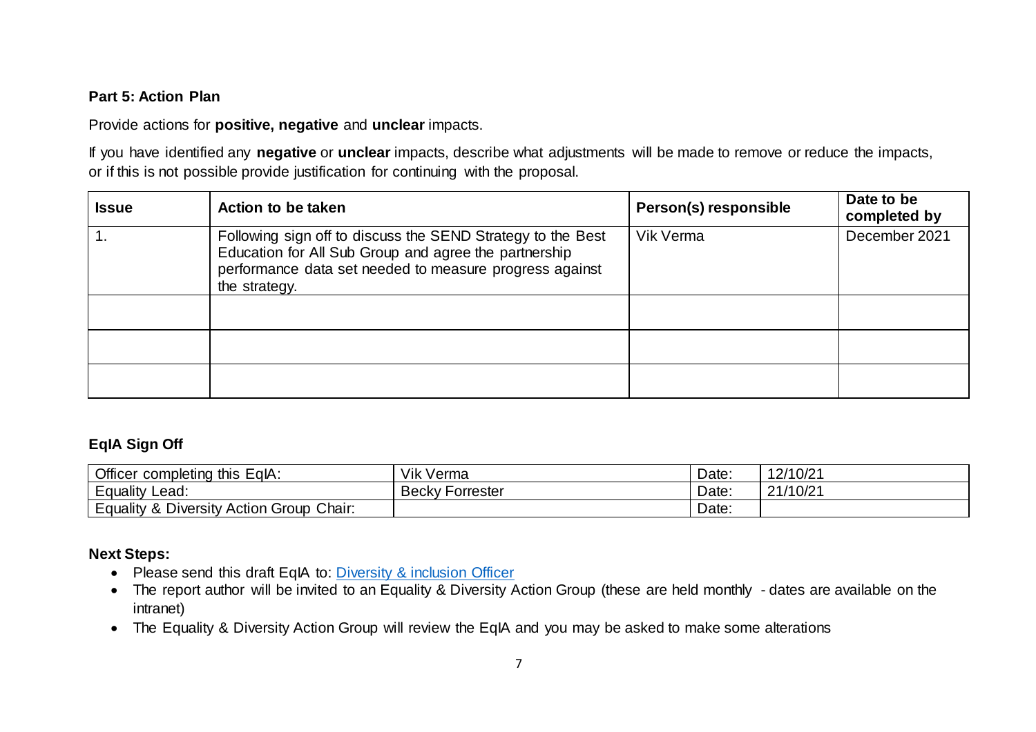**Part 5: Action Plan**

Provide actions for **positive, negative** and **unclear** impacts.

If you have identified any **negative** or **unclear** impacts, describe what adjustments will be made to remove or reduce the impacts, or if this is not possible provide justification for continuing with the proposal.

| Issue | Action to be taken | Person(s) responsible | Date to be completed by |
|---|---|---|---|
| 1. | Following sign off to discuss the SEND Strategy to the Best Education for All Sub Group and agree the partnership performance data set needed to measure progress against the strategy. | Vik Verma | December 2021 |
| | | | |
| | | | |
| | | | |

**EqIA Sign Off**

| Officer completing this EqIA: | Vik Verma | Date: | 12/10/21 |
|---|---|---|---|
| Equality Lead: | Becky Forrester | Date: | 21/10/21 |
| Equality & Diversity Action Group Chair: | | Date: | |

**Next Steps:**

- Please send this draft EqIA to: [Diversity & inclusion Officer]()
- The report author will be invited to an Equality & Diversity Action Group (these are held monthly - dates are available on the intranet)
- The Equality & Diversity Action Group will review the EqIA and you may be asked to make some alterations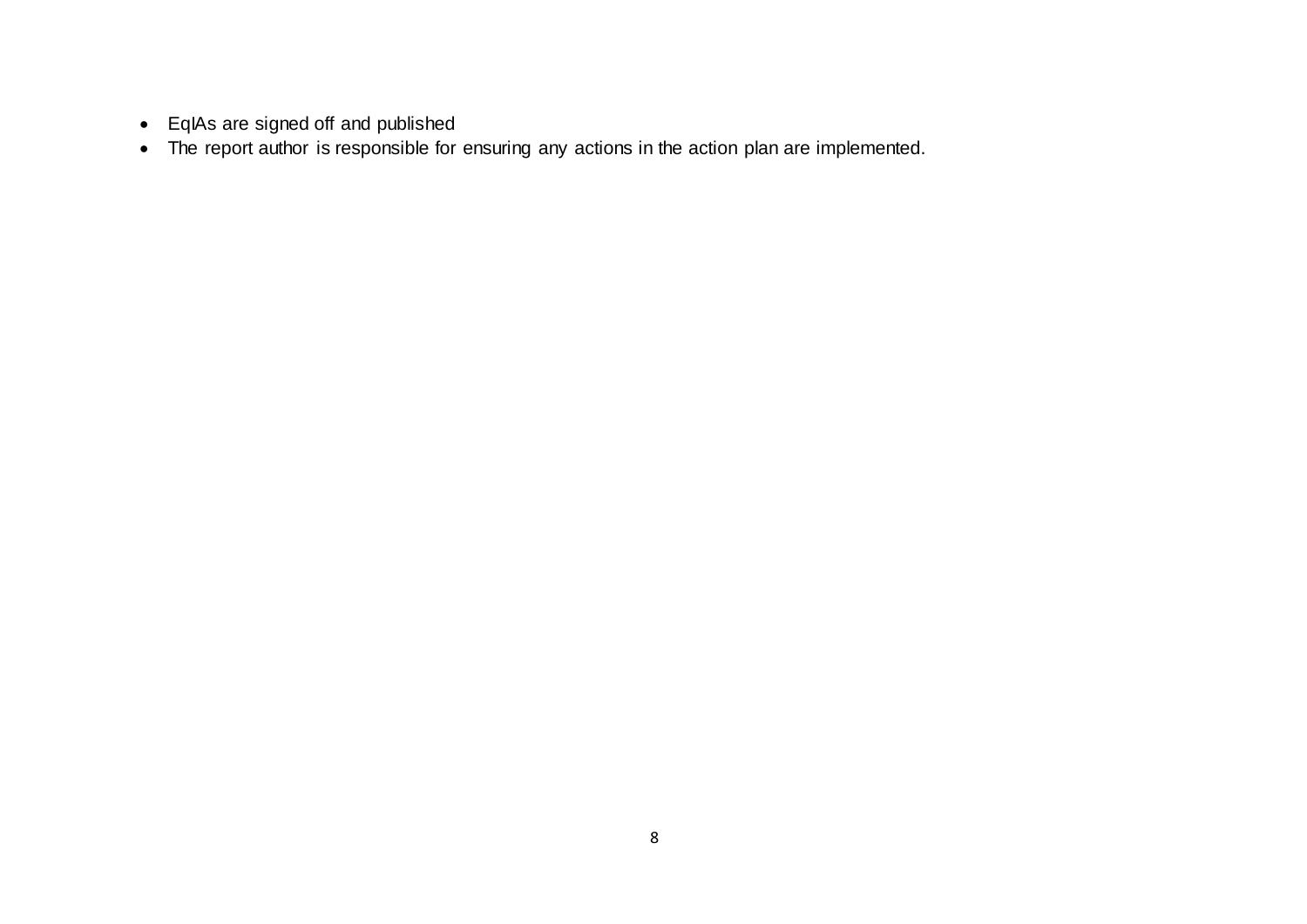- EqIAs are signed off and published
- The report author is responsible for ensuring any actions in the action plan are implemented.